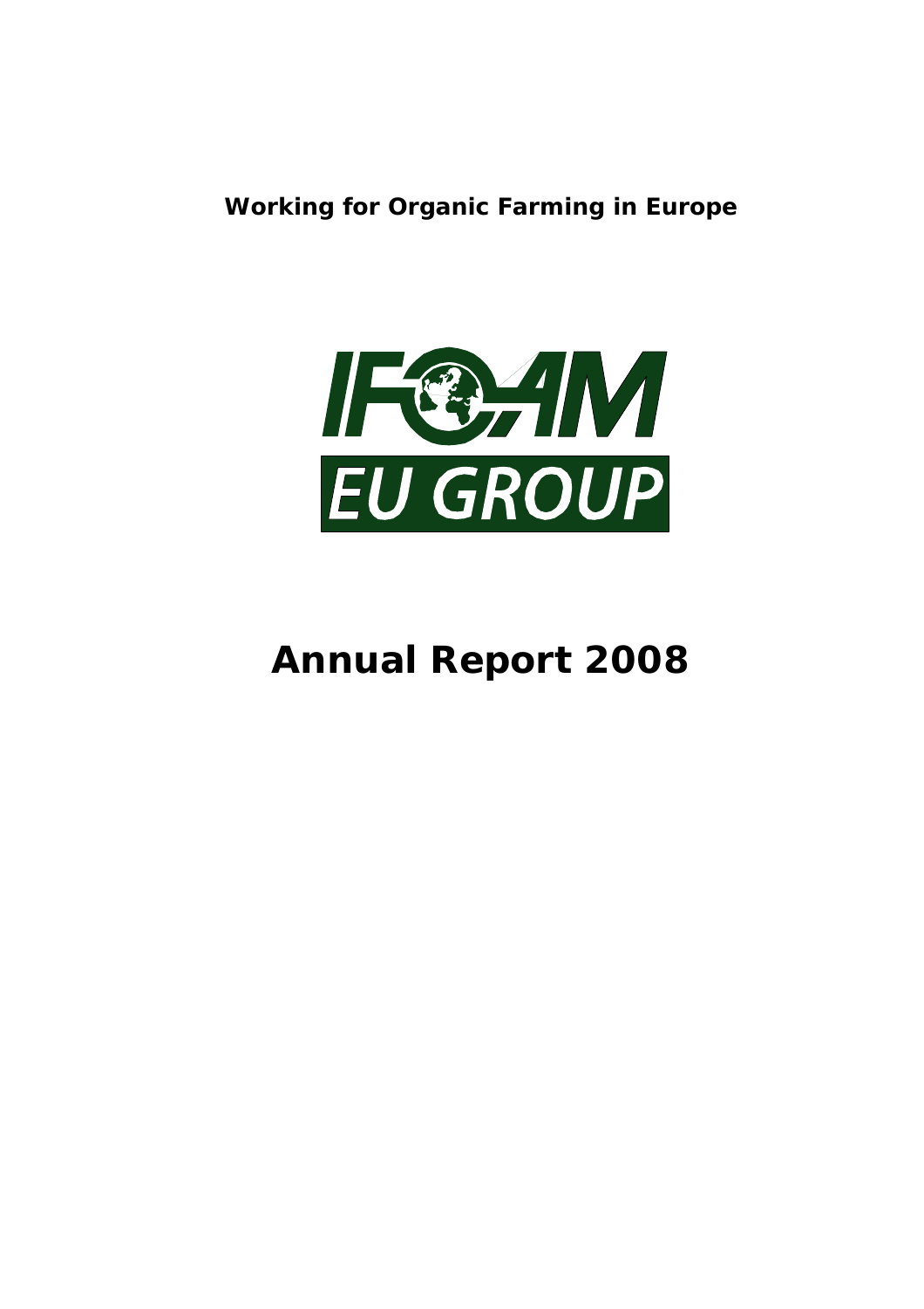**Working for Organic Farming in Europe**

IFOAM

EU GROUP

# Annual Report 2008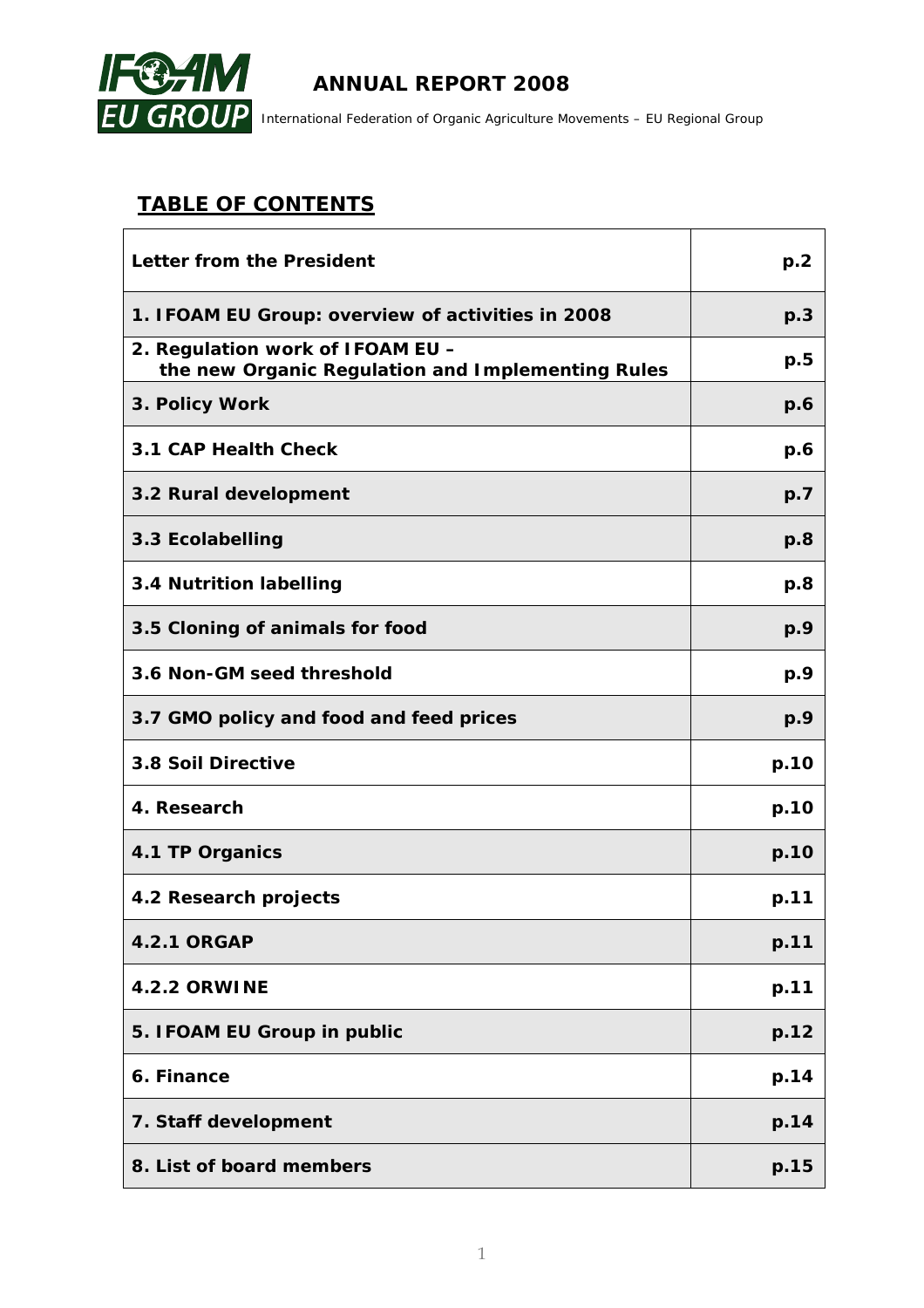# ANNUAL REPORT 2008

International Federation of Organic Agriculture Movements – EU Regional Group

## TABLE OF CONTENTS

| | |
|---|---|
| **Letter from the President** | **p.2** |
| **1. IFOAM EU Group: overview of activities in 2008** | **p.3** |
| **2. Regulation work of IFOAM EU – the new Organic Regulation and Implementing Rules** | **p.5** |
| **3. Policy Work** | **p.6** |
| **3.1 CAP Health Check** | **p.6** |
| **3.2 Rural development** | **p.7** |
| **3.3 Ecolabelling** | **p.8** |
| **3.4 Nutrition labelling** | **p.8** |
| **3.5 Cloning of animals for food** | **p.9** |
| **3.6 Non-GM seed threshold** | **p.9** |
| **3.7 GMO policy and food and feed prices** | **p.9** |
| **3.8 Soil Directive** | **p.10** |
| **4. Research** | **p.10** |
| **4.1 TP Organics** | **p.10** |
| **4.2 Research projects** | **p.11** |
| **4.2.1 ORGAP** | **p.11** |
| **4.2.2 ORWINE** | **p.11** |
| **5. IFOAM EU Group in public** | **p.12** |
| **6. Finance** | **p.14** |
| **7. Staff development** | **p.14** |
| **8. List of board members** | **p.15** |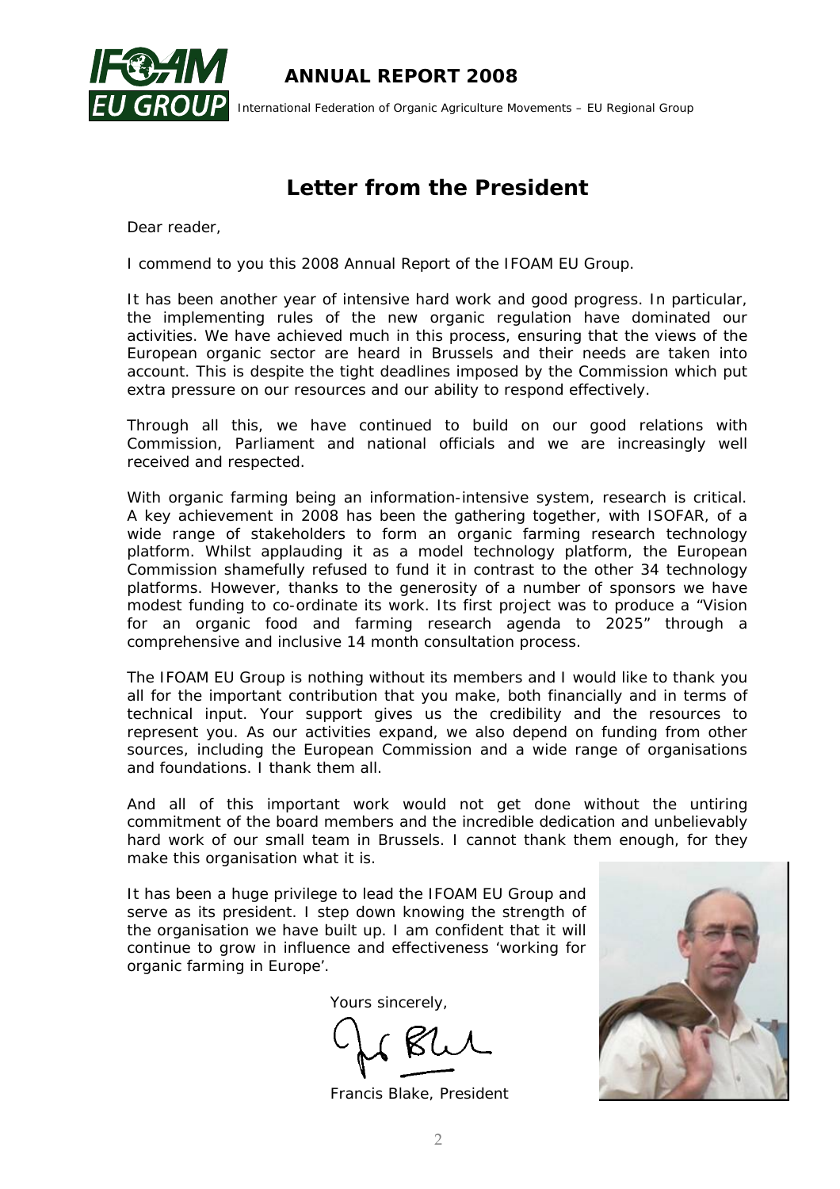# Letter from the President

Dear reader,

I commend to you this 2008 Annual Report of the IFOAM EU Group.

It has been another year of intensive hard work and good progress. In particular, the implementing rules of the new organic regulation have dominated our activities. We have achieved much in this process, ensuring that the views of the European organic sector are heard in Brussels and their needs are taken into account. This is despite the tight deadlines imposed by the Commission which put extra pressure on our resources and our ability to respond effectively.

Through all this, we have continued to build on our good relations with Commission, Parliament and national officials and we are increasingly well received and respected.

With organic farming being an information-intensive system, research is critical. A key achievement in 2008 has been the gathering together, with ISOFAR, of a wide range of stakeholders to form an organic farming research technology platform. Whilst applauding it as a model technology platform, the European Commission shamefully refused to fund it in contrast to the other 34 technology platforms. However, thanks to the generosity of a number of sponsors we have modest funding to co-ordinate its work. Its first project was to produce a "Vision for an organic food and farming research agenda to 2025" through a comprehensive and inclusive 14 month consultation process.

The IFOAM EU Group is nothing without its members and I would like to thank you all for the important contribution that you make, both financially and in terms of technical input. Your support gives us the credibility and the resources to represent you. As our activities expand, we also depend on funding from other sources, including the European Commission and a wide range of organisations and foundations. I thank them all.

And all of this important work would not get done without the untiring commitment of the board members and the incredible dedication and unbelievably hard work of our small team in Brussels. I cannot thank them enough, for they make this organisation what it is.

It has been a huge privilege to lead the IFOAM EU Group and serve as its president. I step down knowing the strength of the organisation we have built up. I am confident that it will continue to grow in influence and effectiveness 'working for organic farming in Europe'.

Yours sincerely,

Francis Blake, President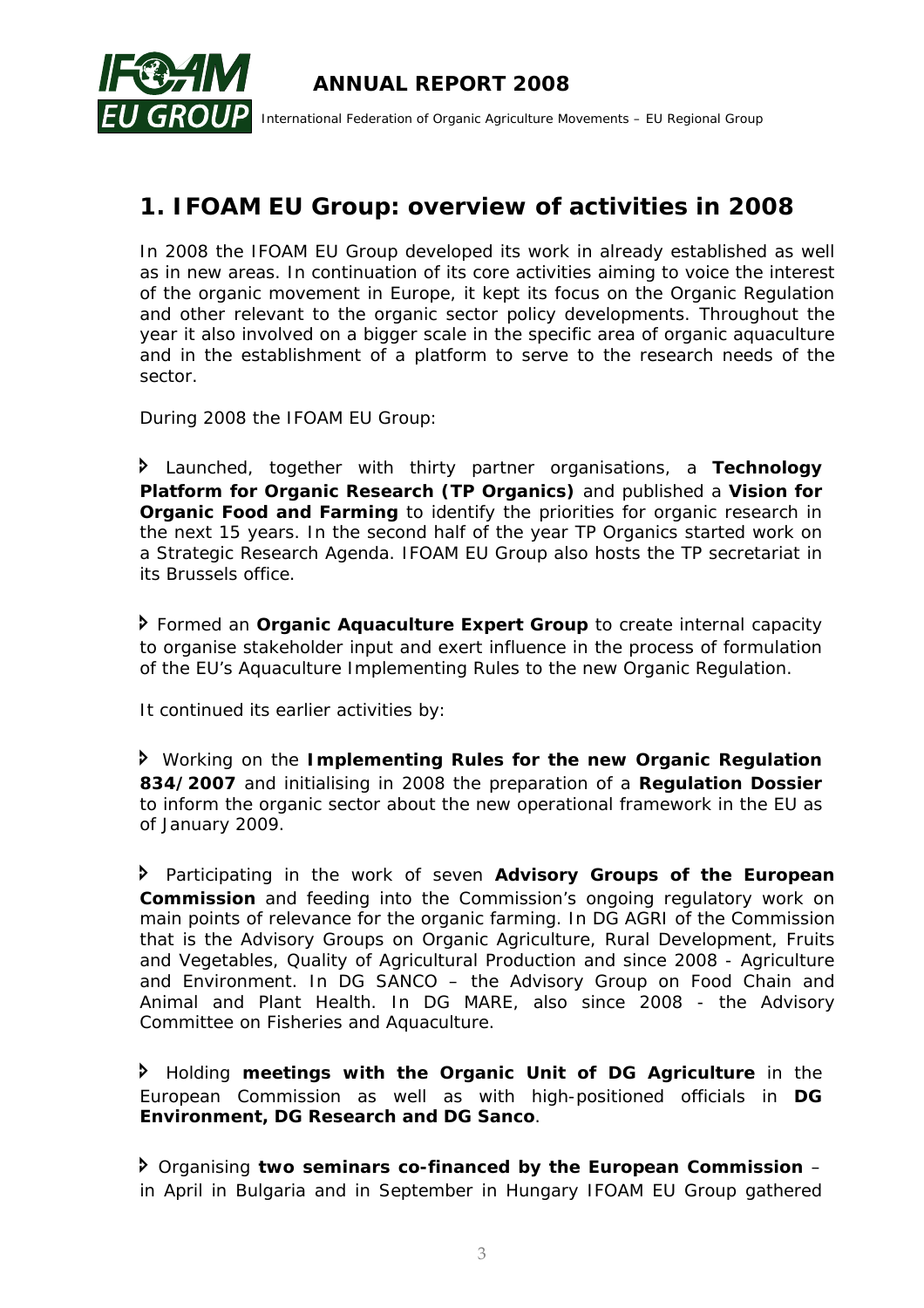# 1. IFOAM EU Group: overview of activities in 2008

In 2008 the IFOAM EU Group developed its work in already established as well as in new areas. In continuation of its core activities aiming to voice the interest of the organic movement in Europe, it kept its focus on the Organic Regulation and other relevant to the organic sector policy developments. Throughout the year it also involved on a bigger scale in the specific area of organic aquaculture and in the establishment of a platform to serve to the research needs of the sector.

During 2008 the IFOAM EU Group:

- Launched, together with thirty partner organisations, a **Technology Platform for Organic Research (TP Organics)** and published a **Vision for Organic Food and Farming** to identify the priorities for organic research in the next 15 years. In the second half of the year TP Organics started work on a Strategic Research Agenda. IFOAM EU Group also hosts the TP secretariat in its Brussels office.

- Formed an **Organic Aquaculture Expert Group** to create internal capacity to organise stakeholder input and exert influence in the process of formulation of the EU's Aquaculture Implementing Rules to the new Organic Regulation.

It continued its earlier activities by:

- Working on the **Implementing Rules for the new Organic Regulation 834/2007** and initialising in 2008 the preparation of a **Regulation Dossier** to inform the organic sector about the new operational framework in the EU as of January 2009.

- Participating in the work of seven **Advisory Groups of the European Commission** and feeding into the Commission's ongoing regulatory work on main points of relevance for the organic farming. In DG AGRI of the Commission that is the Advisory Groups on Organic Agriculture, Rural Development, Fruits and Vegetables, Quality of Agricultural Production and since 2008 - Agriculture and Environment. In DG SANCO – the Advisory Group on Food Chain and Animal and Plant Health. In DG MARE, also since 2008 - the Advisory Committee on Fisheries and Aquaculture.

- Holding **meetings with the Organic Unit of DG Agriculture** in the European Commission as well as with high-positioned officials in **DG Environment, DG Research and DG Sanco**.

- Organising **two seminars co-financed by the European Commission** – in April in Bulgaria and in September in Hungary IFOAM EU Group gathered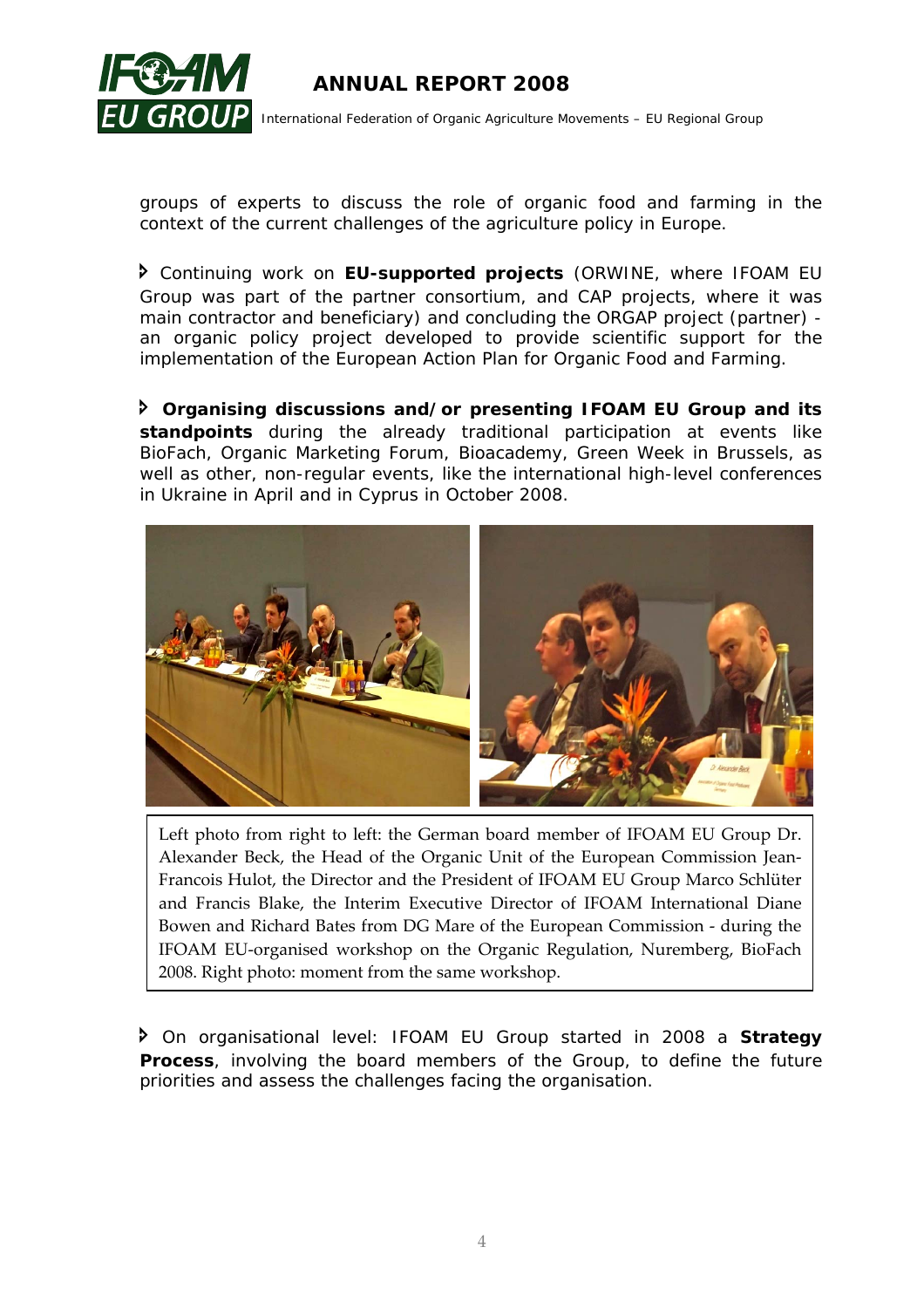groups of experts to discuss the role of organic food and farming in the context of the current challenges of the agriculture policy in Europe.

- Continuing work on **EU-supported projects** (ORWINE, where IFOAM EU Group was part of the partner consortium, and CAP projects, where it was main contractor and beneficiary) and concluding the ORGAP project (partner) - an organic policy project developed to provide scientific support for the implementation of the European Action Plan for Organic Food and Farming.

- **Organising discussions and/or presenting IFOAM EU Group and its standpoints** during the already traditional participation at events like BioFach, Organic Marketing Forum, Bioacademy, Green Week in Brussels, as well as other, non-regular events, like the international high-level conferences in Ukraine in April and in Cyprus in October 2008.

Left photo from right to left: the German board member of IFOAM EU Group Dr. Alexander Beck, the Head of the Organic Unit of the European Commission Jean-Francois Hulot, the Director and the President of IFOAM EU Group Marco Schlüter and Francis Blake, the Interim Executive Director of IFOAM International Diane Bowen and Richard Bates from DG Mare of the European Commission - during the IFOAM EU-organised workshop on the Organic Regulation, Nuremberg, BioFach 2008. Right photo: moment from the same workshop.

- On organisational level: IFOAM EU Group started in 2008 a **Strategy Process**, involving the board members of the Group, to define the future priorities and assess the challenges facing the organisation.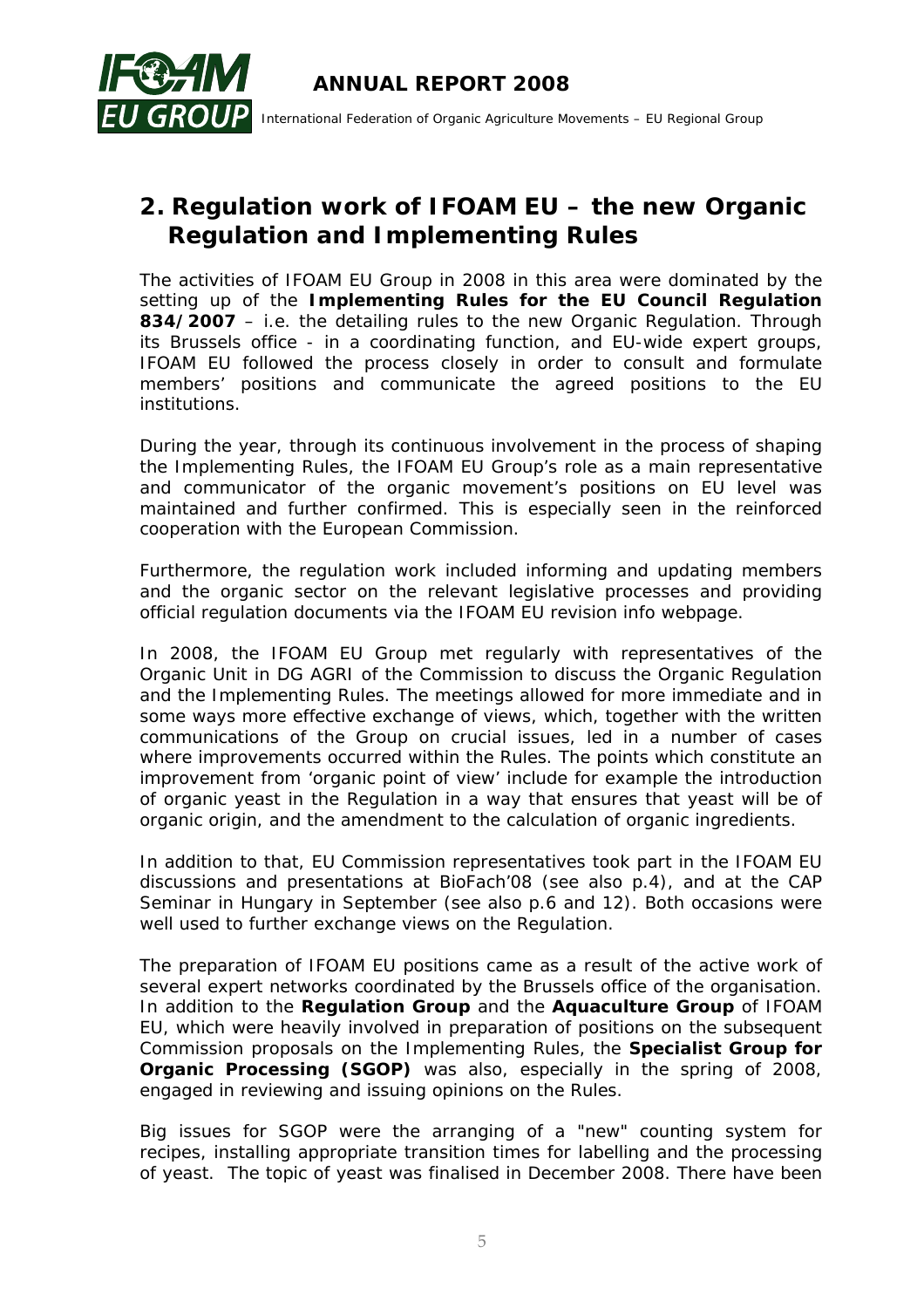## 2. Regulation work of IFOAM EU – the new Organic Regulation and Implementing Rules

The activities of IFOAM EU Group in 2008 in this area were dominated by the setting up of the **Implementing Rules for the EU Council Regulation 834/2007** – i.e. the detailing rules to the new Organic Regulation. Through its Brussels office - in a coordinating function, and EU-wide expert groups, IFOAM EU followed the process closely in order to consult and formulate members' positions and communicate the agreed positions to the EU institutions.

During the year, through its continuous involvement in the process of shaping the Implementing Rules, the IFOAM EU Group's role as a main representative and communicator of the organic movement's positions on EU level was maintained and further confirmed. This is especially seen in the reinforced cooperation with the European Commission.

Furthermore, the regulation work included informing and updating members and the organic sector on the relevant legislative processes and providing official regulation documents via the IFOAM EU revision info webpage.

In 2008, the IFOAM EU Group met regularly with representatives of the Organic Unit in DG AGRI of the Commission to discuss the Organic Regulation and the Implementing Rules. The meetings allowed for more immediate and in some ways more effective exchange of views, which, together with the written communications of the Group on crucial issues, led in a number of cases where improvements occurred within the Rules. The points which constitute an improvement from 'organic point of view' include for example the introduction of organic yeast in the Regulation in a way that ensures that yeast will be of organic origin, and the amendment to the calculation of organic ingredients.

In addition to that, EU Commission representatives took part in the IFOAM EU discussions and presentations at BioFach'08 (see also p.4), and at the CAP Seminar in Hungary in September (see also p.6 and 12). Both occasions were well used to further exchange views on the Regulation.

The preparation of IFOAM EU positions came as a result of the active work of several expert networks coordinated by the Brussels office of the organisation. In addition to the **Regulation Group** and the **Aquaculture Group** of IFOAM EU, which were heavily involved in preparation of positions on the subsequent Commission proposals on the Implementing Rules, the **Specialist Group for Organic Processing (SGOP)** was also, especially in the spring of 2008, engaged in reviewing and issuing opinions on the Rules.

Big issues for SGOP were the arranging of a "new" counting system for recipes, installing appropriate transition times for labelling and the processing of yeast. The topic of yeast was finalised in December 2008. There have been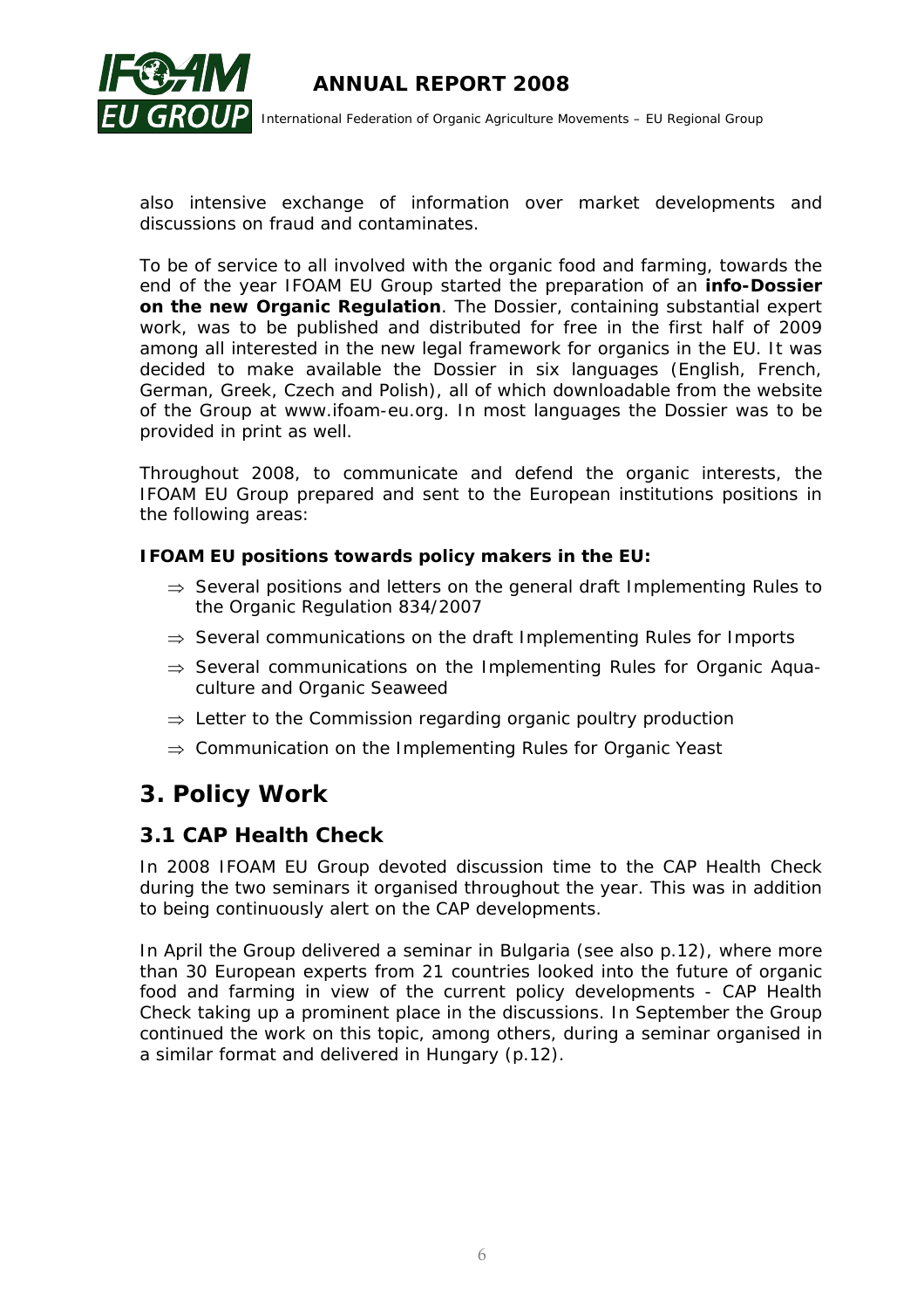also intensive exchange of information over market developments and discussions on fraud and contaminates.

To be of service to all involved with the organic food and farming, towards the end of the year IFOAM EU Group started the preparation of an **info-Dossier on the new Organic Regulation**. The Dossier, containing substantial expert work, was to be published and distributed for free in the first half of 2009 among all interested in the new legal framework for organics in the EU. It was decided to make available the Dossier in six languages (English, French, German, Greek, Czech and Polish), all of which downloadable from the website of the Group at www.ifoam-eu.org. In most languages the Dossier was to be provided in print as well.

Throughout 2008, to communicate and defend the organic interests, the IFOAM EU Group prepared and sent to the European institutions positions in the following areas:

**IFOAM EU positions towards policy makers in the EU:**

- ⇒ Several positions and letters on the general draft Implementing Rules to the Organic Regulation 834/2007
- ⇒ Several communications on the draft Implementing Rules for Imports
- ⇒ Several communications on the Implementing Rules for Organic Aquaculture and Organic Seaweed
- ⇒ Letter to the Commission regarding organic poultry production
- ⇒ Communication on the Implementing Rules for Organic Yeast

# 3. Policy Work

## 3.1 CAP Health Check

In 2008 IFOAM EU Group devoted discussion time to the CAP Health Check during the two seminars it organised throughout the year. This was in addition to being continuously alert on the CAP developments.

In April the Group delivered a seminar in Bulgaria (see also p.12), where more than 30 European experts from 21 countries looked into the future of organic food and farming in view of the current policy developments - CAP Health Check taking up a prominent place in the discussions. In September the Group continued the work on this topic, among others, during a seminar organised in a similar format and delivered in Hungary (p.12).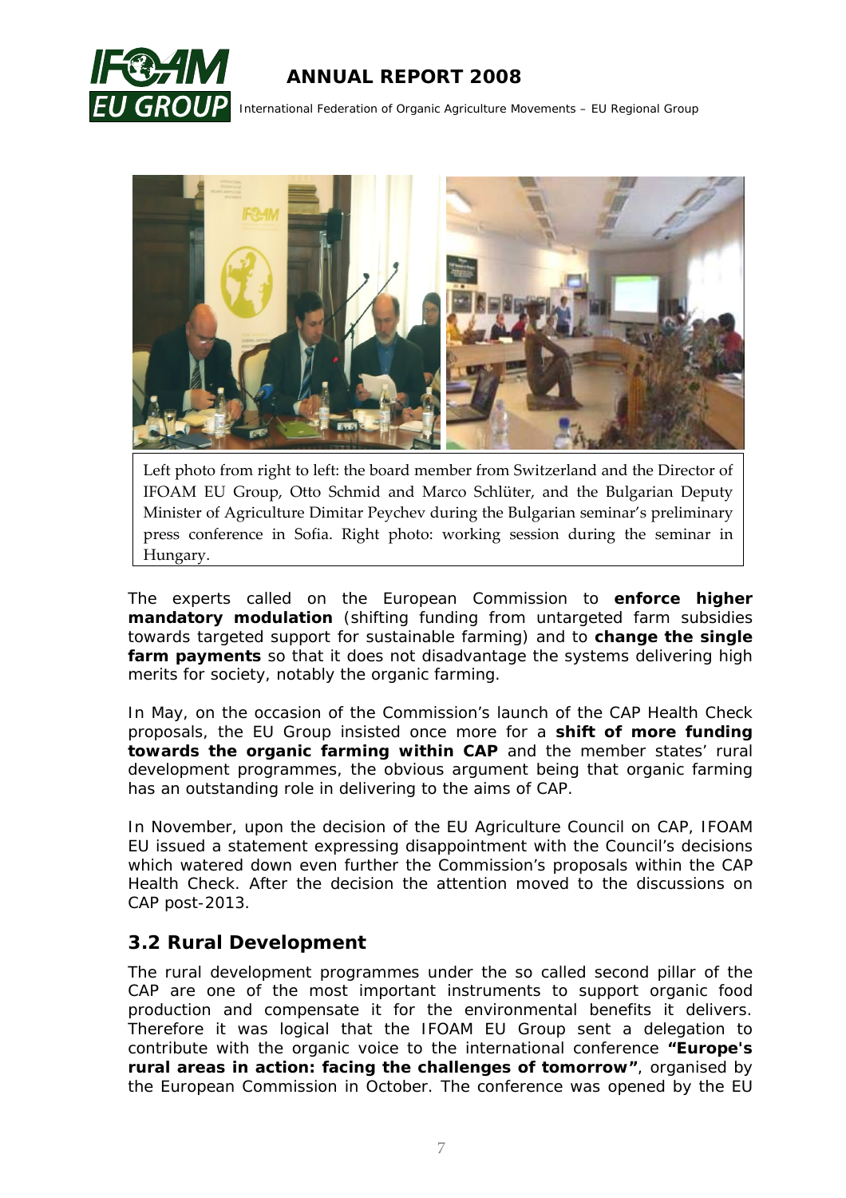Left photo from right to left: the board member from Switzerland and the Director of IFOAM EU Group, Otto Schmid and Marco Schlüter, and the Bulgarian Deputy Minister of Agriculture Dimitar Peychev during the Bulgarian seminar's preliminary press conference in Sofia. Right photo: working session during the seminar in Hungary.

The experts called on the European Commission to **enforce higher mandatory modulation** (shifting funding from untargeted farm subsidies towards targeted support for sustainable farming) and to **change the single farm payments** so that it does not disadvantage the systems delivering high merits for society, notably the organic farming.

In May, on the occasion of the Commission's launch of the CAP Health Check proposals, the EU Group insisted once more for a **shift of more funding towards the organic farming within CAP** and the member states' rural development programmes, the obvious argument being that organic farming has an outstanding role in delivering to the aims of CAP.

In November, upon the decision of the EU Agriculture Council on CAP, IFOAM EU issued a statement expressing disappointment with the Council's decisions which watered down even further the Commission's proposals within the CAP Health Check. After the decision the attention moved to the discussions on CAP post-2013.

## 3.2 Rural Development

The rural development programmes under the so called second pillar of the CAP are one of the most important instruments to support organic food production and compensate it for the environmental benefits it delivers. Therefore it was logical that the IFOAM EU Group sent a delegation to contribute with the organic voice to the international conference **"Europe's rural areas in action: facing the challenges of tomorrow"**, organised by the European Commission in October. The conference was opened by the EU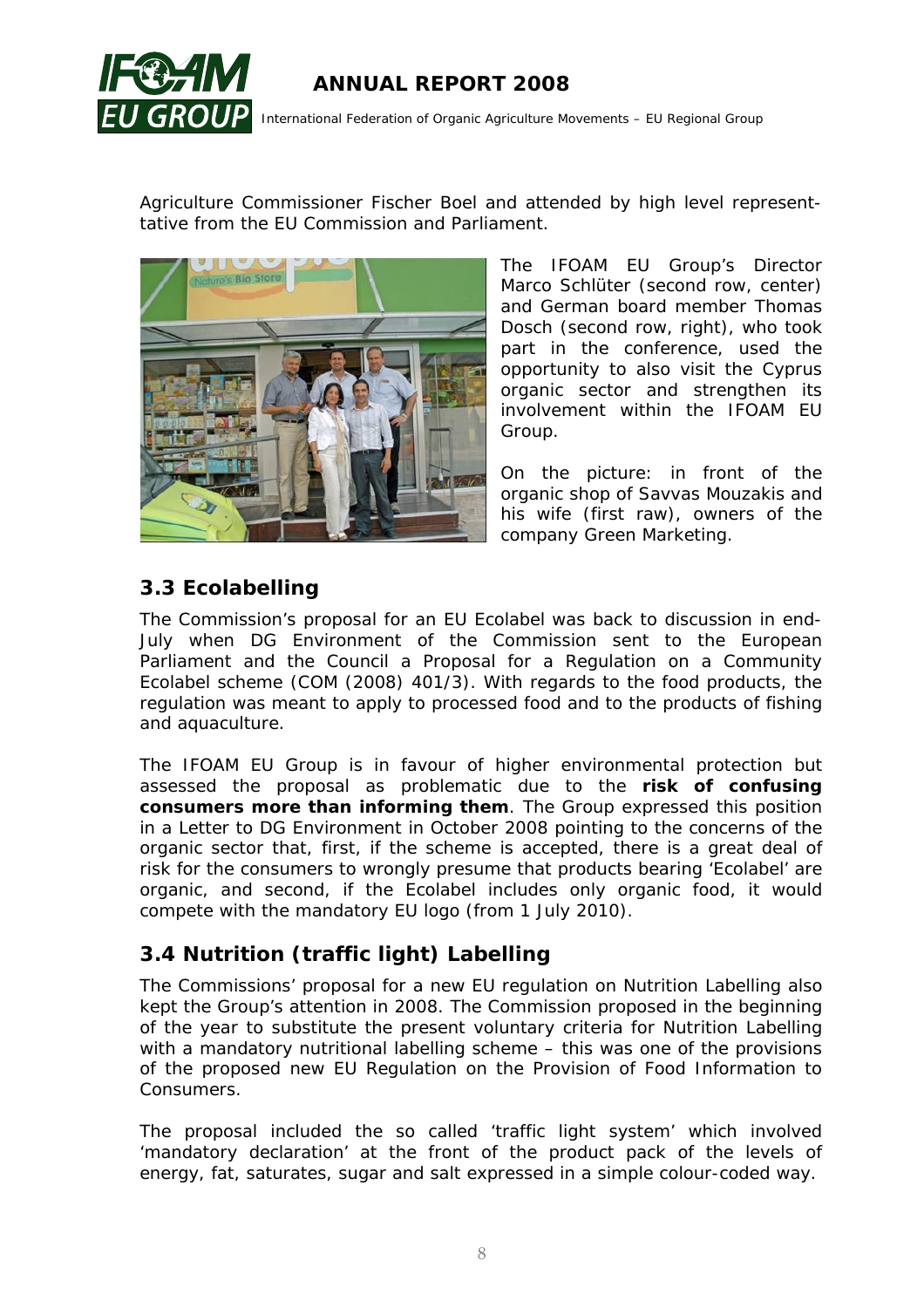Agriculture Commissioner Fischer Boel and attended by high level representtative from the EU Commission and Parliament.

The IFOAM EU Group's Director Marco Schlüter (second row, center) and German board member Thomas Dosch (second row, right), who took part in the conference, used the opportunity to also visit the Cyprus organic sector and strengthen its involvement within the IFOAM EU Group.

On the picture: in front of the organic shop of Savvas Mouzakis and his wife (first raw), owners of the company Green Marketing.

## 3.3 Ecolabelling

The Commission's proposal for an EU Ecolabel was back to discussion in end-July when DG Environment of the Commission sent to the European Parliament and the Council a Proposal for a Regulation on a Community Ecolabel scheme (COM (2008) 401/3). With regards to the food products, the regulation was meant to apply to processed food and to the products of fishing and aquaculture.

The IFOAM EU Group is in favour of higher environmental protection but assessed the proposal as problematic due to the **risk of confusing consumers more than informing them**. The Group expressed this position in a Letter to DG Environment in October 2008 pointing to the concerns of the organic sector that, first, if the scheme is accepted, there is a great deal of risk for the consumers to wrongly presume that products bearing 'Ecolabel' are organic, and second, if the Ecolabel includes only organic food, it would compete with the mandatory EU logo (from 1 July 2010).

## 3.4 Nutrition (traffic light) Labelling

The Commissions' proposal for a new EU regulation on Nutrition Labelling also kept the Group's attention in 2008. The Commission proposed in the beginning of the year to substitute the present voluntary criteria for Nutrition Labelling with a mandatory nutritional labelling scheme – this was one of the provisions of the proposed new EU Regulation on the Provision of Food Information to Consumers.

The proposal included the so called 'traffic light system' which involved 'mandatory declaration' at the front of the product pack of the levels of energy, fat, saturates, sugar and salt expressed in a simple colour-coded way.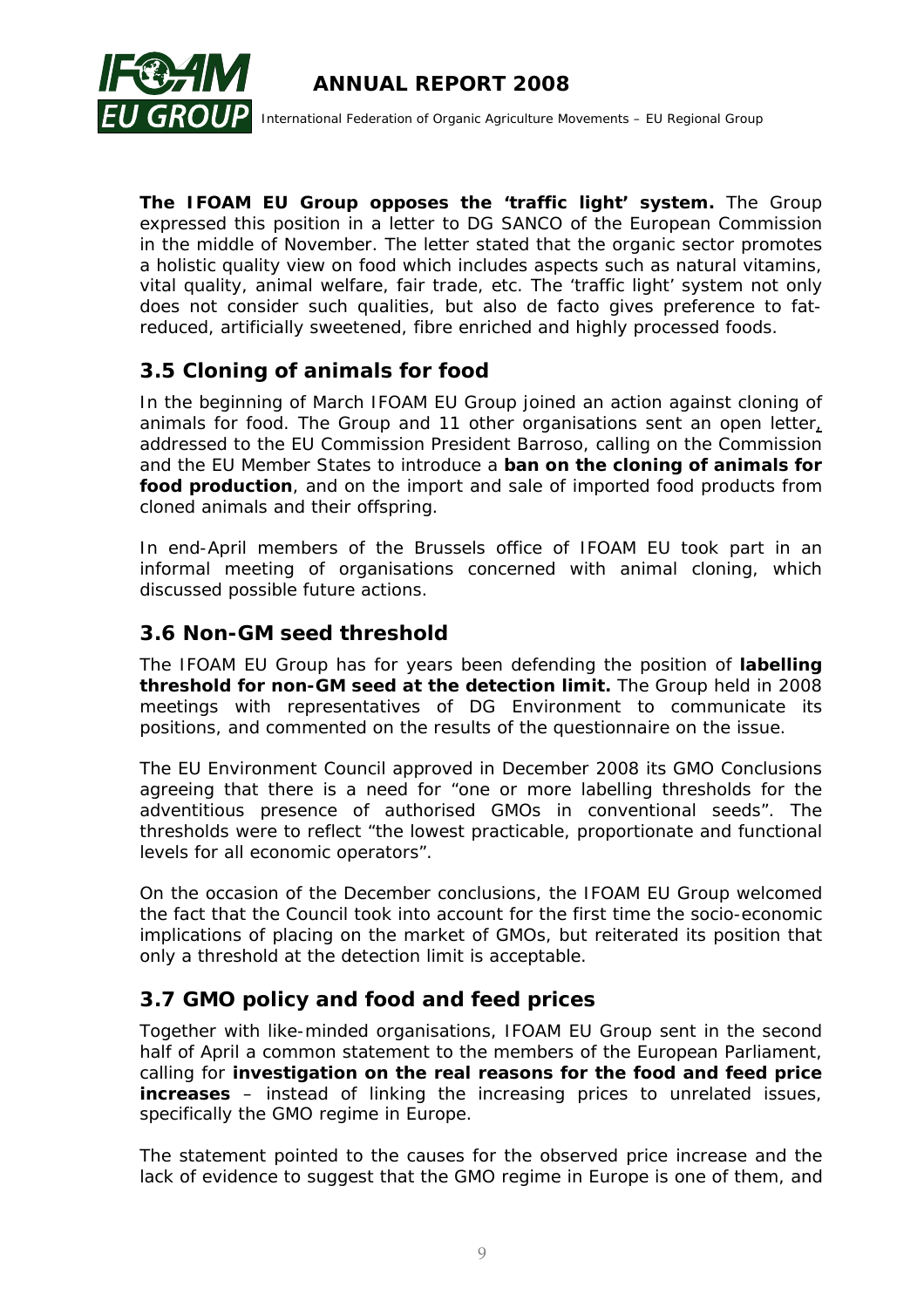**The IFOAM EU Group opposes the 'traffic light' system.** The Group expressed this position in a letter to DG SANCO of the European Commission in the middle of November. The letter stated that the organic sector promotes a holistic quality view on food which includes aspects such as natural vitamins, vital quality, animal welfare, fair trade, etc. The 'traffic light' system not only does not consider such qualities, but also de facto gives preference to fat-reduced, artificially sweetened, fibre enriched and highly processed foods.

## 3.5 Cloning of animals for food

In the beginning of March IFOAM EU Group joined an action against cloning of animals for food. The Group and 11 other organisations sent an open letter, addressed to the EU Commission President Barroso, calling on the Commission and the EU Member States to introduce a **ban on the cloning of animals for food production**, and on the import and sale of imported food products from cloned animals and their offspring.

In end-April members of the Brussels office of IFOAM EU took part in an informal meeting of organisations concerned with animal cloning, which discussed possible future actions.

## 3.6 Non-GM seed threshold

The IFOAM EU Group has for years been defending the position of **labelling threshold for non-GM seed at the detection limit.** The Group held in 2008 meetings with representatives of DG Environment to communicate its positions, and commented on the results of the questionnaire on the issue.

The EU Environment Council approved in December 2008 its GMO Conclusions agreeing that there is a need for "one or more labelling thresholds for the adventitious presence of authorised GMOs in conventional seeds". The thresholds were to reflect "the lowest practicable, proportionate and functional levels for all economic operators".

On the occasion of the December conclusions, the IFOAM EU Group welcomed the fact that the Council took into account for the first time the socio-economic implications of placing on the market of GMOs, but reiterated its position that only a threshold at the detection limit is acceptable.

## 3.7 GMO policy and food and feed prices

Together with like-minded organisations, IFOAM EU Group sent in the second half of April a common statement to the members of the European Parliament, calling for **investigation on the real reasons for the food and feed price increases** – instead of linking the increasing prices to unrelated issues, specifically the GMO regime in Europe.

The statement pointed to the causes for the observed price increase and the lack of evidence to suggest that the GMO regime in Europe is one of them, and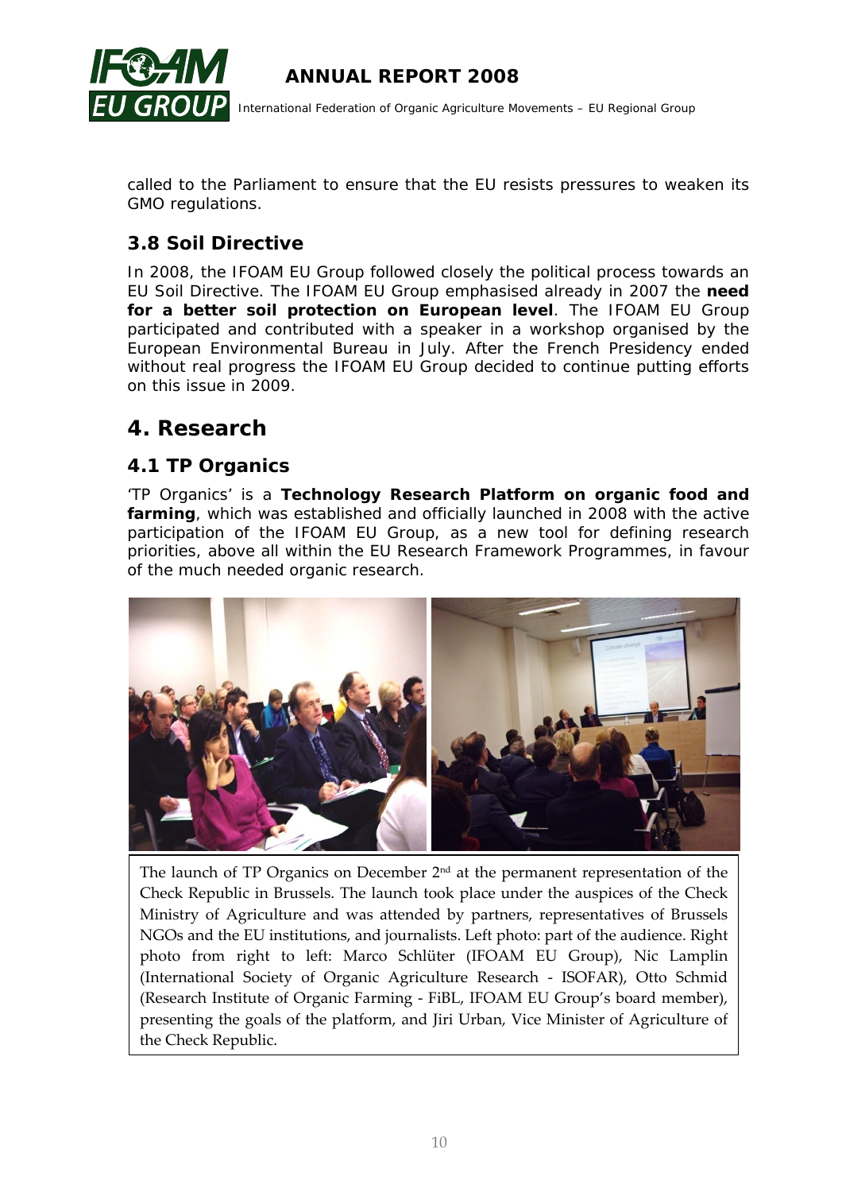called to the Parliament to ensure that the EU resists pressures to weaken its GMO regulations.

### 3.8 Soil Directive

In 2008, the IFOAM EU Group followed closely the political process towards an EU Soil Directive. The IFOAM EU Group emphasised already in 2007 the **need for a better soil protection on European level**. The IFOAM EU Group participated and contributed with a speaker in a workshop organised by the European Environmental Bureau in July. After the French Presidency ended without real progress the IFOAM EU Group decided to continue putting efforts on this issue in 2009.

## 4. Research

### 4.1 TP Organics

'TP Organics' is a **Technology Research Platform on organic food and farming**, which was established and officially launched in 2008 with the active participation of the IFOAM EU Group, as a new tool for defining research priorities, above all within the EU Research Framework Programmes, in favour of the much needed organic research.

The launch of TP Organics on December 2nd at the permanent representation of the Check Republic in Brussels. The launch took place under the auspices of the Check Ministry of Agriculture and was attended by partners, representatives of Brussels NGOs and the EU institutions, and journalists. Left photo: part of the audience. Right photo from right to left: Marco Schlüter (IFOAM EU Group), Nic Lamplin (International Society of Organic Agriculture Research - ISOFAR), Otto Schmid (Research Institute of Organic Farming - FiBL, IFOAM EU Group's board member), presenting the goals of the platform, and Jiri Urban, Vice Minister of Agriculture of the Check Republic.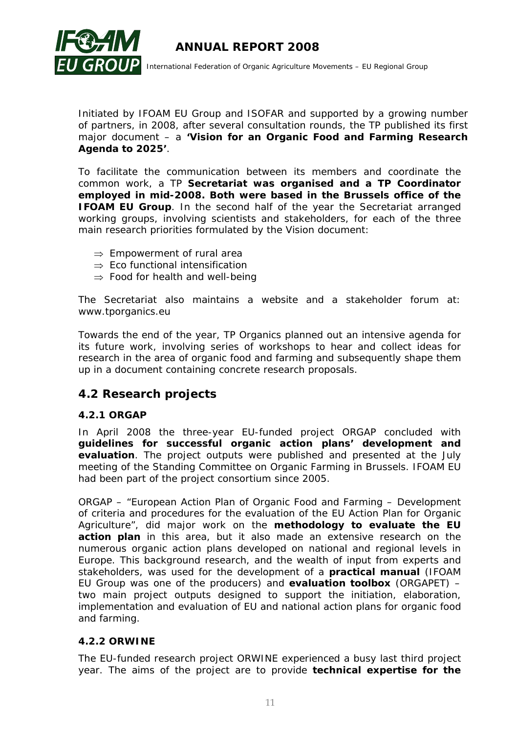Initiated by IFOAM EU Group and ISOFAR and supported by a growing number of partners, in 2008, after several consultation rounds, the TP published its first major document – a **'Vision for an Organic Food and Farming Research Agenda to 2025'**.

To facilitate the communication between its members and coordinate the common work, a TP **Secretariat was organised and a TP Coordinator employed in mid-2008. Both were based in the Brussels office of the IFOAM EU Group**. In the second half of the year the Secretariat arranged working groups, involving scientists and stakeholders, for each of the three main research priorities formulated by the Vision document:

- ⇒ Empowerment of rural area
- ⇒ Eco functional intensification
- ⇒ Food for health and well-being

The Secretariat also maintains a website and a stakeholder forum at: www.tporganics.eu

Towards the end of the year, TP Organics planned out an intensive agenda for its future work, involving series of workshops to hear and collect ideas for research in the area of organic food and farming and subsequently shape them up in a document containing concrete research proposals.

## 4.2 Research projects

### 4.2.1 ORGAP

In April 2008 the three-year EU-funded project ORGAP concluded with **guidelines for successful organic action plans' development and evaluation**. The project outputs were published and presented at the July meeting of the Standing Committee on Organic Farming in Brussels. IFOAM EU had been part of the project consortium since 2005.

ORGAP – "European Action Plan of Organic Food and Farming – Development of criteria and procedures for the evaluation of the EU Action Plan for Organic Agriculture", did major work on the **methodology to evaluate the EU action plan** in this area, but it also made an extensive research on the numerous organic action plans developed on national and regional levels in Europe. This background research, and the wealth of input from experts and stakeholders, was used for the development of a **practical manual** (IFOAM EU Group was one of the producers) and **evaluation toolbox** (ORGAPET) – two main project outputs designed to support the initiation, elaboration, implementation and evaluation of EU and national action plans for organic food and farming.

### 4.2.2 ORWINE

The EU-funded research project ORWINE experienced a busy last third project year. The aims of the project are to provide **technical expertise for the**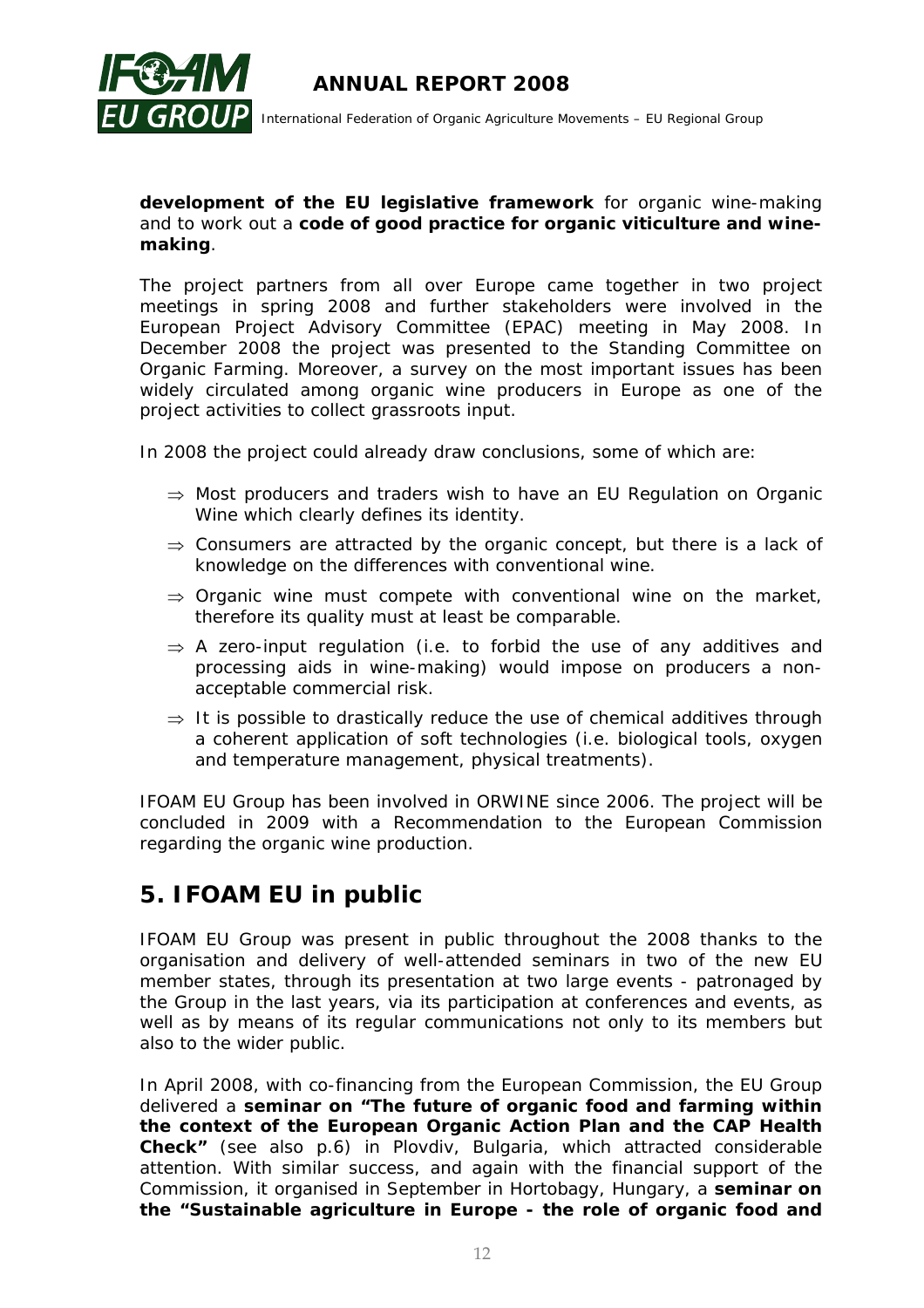**development of the EU legislative framework** for organic wine-making and to work out a **code of good practice for organic viticulture and wine-making**.

The project partners from all over Europe came together in two project meetings in spring 2008 and further stakeholders were involved in the European Project Advisory Committee (EPAC) meeting in May 2008. In December 2008 the project was presented to the Standing Committee on Organic Farming. Moreover, a survey on the most important issues has been widely circulated among organic wine producers in Europe as one of the project activities to collect grassroots input.

In 2008 the project could already draw conclusions, some of which are:

- ⇒ Most producers and traders wish to have an EU Regulation on Organic Wine which clearly defines its identity.
- ⇒ Consumers are attracted by the organic concept, but there is a lack of knowledge on the differences with conventional wine.
- ⇒ Organic wine must compete with conventional wine on the market, therefore its quality must at least be comparable.
- ⇒ A zero-input regulation (i.e. to forbid the use of any additives and processing aids in wine-making) would impose on producers a non-acceptable commercial risk.
- ⇒ It is possible to drastically reduce the use of chemical additives through a coherent application of soft technologies (i.e. biological tools, oxygen and temperature management, physical treatments).

IFOAM EU Group has been involved in ORWINE since 2006. The project will be concluded in 2009 with a Recommendation to the European Commission regarding the organic wine production.

## 5. IFOAM EU in public

IFOAM EU Group was present in public throughout the 2008 thanks to the organisation and delivery of well-attended seminars in two of the new EU member states, through its presentation at two large events - patronaged by the Group in the last years, via its participation at conferences and events, as well as by means of its regular communications not only to its members but also to the wider public.

In April 2008, with co-financing from the European Commission, the EU Group delivered a **seminar on "The future of organic food and farming within the context of the European Organic Action Plan and the CAP Health Check"** (see also p.6) in Plovdiv, Bulgaria, which attracted considerable attention. With similar success, and again with the financial support of the Commission, it organised in September in Hortobagy, Hungary, a **seminar on the "Sustainable agriculture in Europe - the role of organic food and**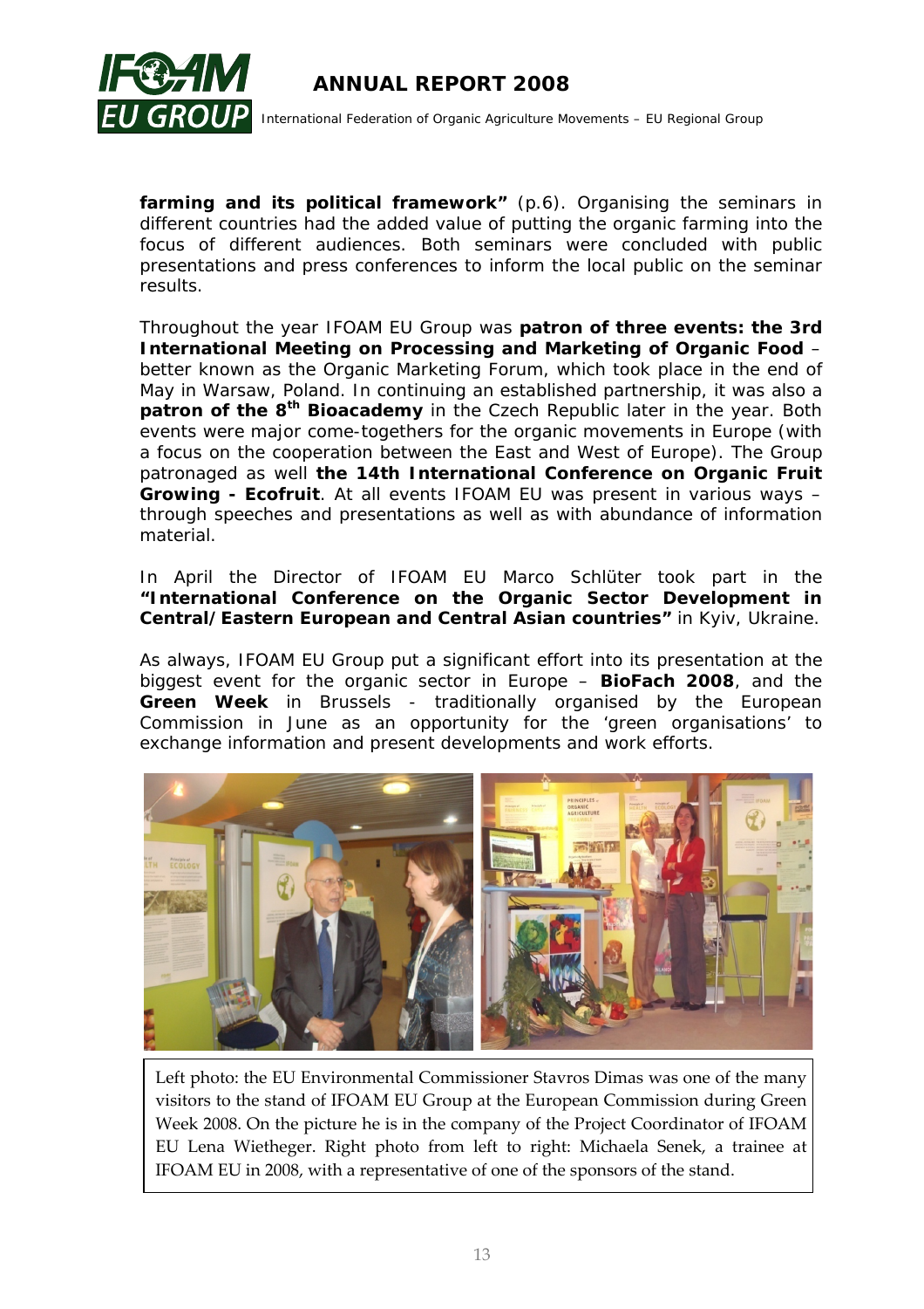**farming and its political framework"** (p.6). Organising the seminars in different countries had the added value of putting the organic farming into the focus of different audiences. Both seminars were concluded with public presentations and press conferences to inform the local public on the seminar results.

Throughout the year IFOAM EU Group was **patron of three events: the 3rd International Meeting on Processing and Marketing of Organic Food** – better known as the Organic Marketing Forum, which took place in the end of May in Warsaw, Poland. In continuing an established partnership, it was also a **patron of the 8th Bioacademy** in the Czech Republic later in the year. Both events were major come-togethers for the organic movements in Europe (with a focus on the cooperation between the East and West of Europe). The Group patronaged as well **the 14th International Conference on Organic Fruit Growing - Ecofruit**. At all events IFOAM EU was present in various ways – through speeches and presentations as well as with abundance of information material.

In April the Director of IFOAM EU Marco Schlüter took part in the **"International Conference on the Organic Sector Development in Central/Eastern European and Central Asian countries"** in Kyiv, Ukraine.

As always, IFOAM EU Group put a significant effort into its presentation at the biggest event for the organic sector in Europe – **BioFach 2008**, and the **Green Week** in Brussels - traditionally organised by the European Commission in June as an opportunity for the 'green organisations' to exchange information and present developments and work efforts.

Left photo: the EU Environmental Commissioner Stavros Dimas was one of the many visitors to the stand of IFOAM EU Group at the European Commission during Green Week 2008. On the picture he is in the company of the Project Coordinator of IFOAM EU Lena Wietheger. Right photo from left to right: Michaela Senek, a trainee at IFOAM EU in 2008, with a representative of one of the sponsors of the stand.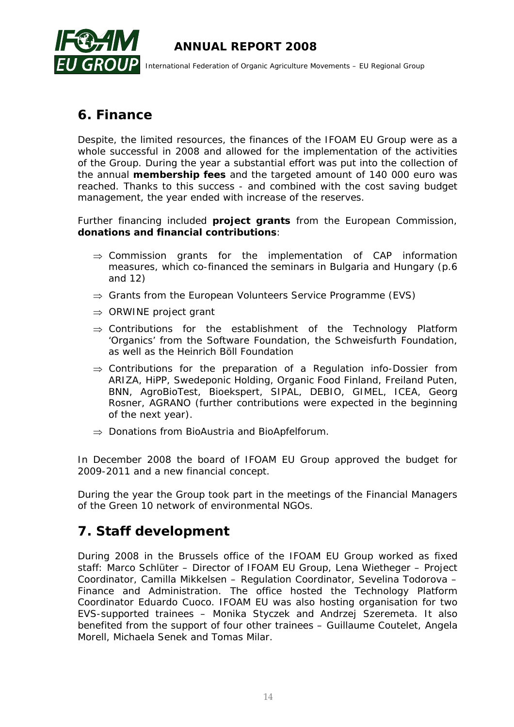## 6. Finance

Despite, the limited resources, the finances of the IFOAM EU Group were as a whole successful in 2008 and allowed for the implementation of the activities of the Group. During the year a substantial effort was put into the collection of the annual **membership fees** and the targeted amount of 140 000 euro was reached. Thanks to this success - and combined with the cost saving budget management, the year ended with increase of the reserves.

Further financing included **project grants** from the European Commission, **donations and financial contributions**:

- ⇒ Commission grants for the implementation of CAP information measures, which co-financed the seminars in Bulgaria and Hungary (p.6 and 12)
- ⇒ Grants from the European Volunteers Service Programme (EVS)
- ⇒ ORWINE project grant
- ⇒ Contributions for the establishment of the Technology Platform 'Organics' from the Software Foundation, the Schweisfurth Foundation, as well as the Heinrich Böll Foundation
- ⇒ Contributions for the preparation of a Regulation info-Dossier from ARIZA, HiPP, Swedeponic Holding, Organic Food Finland, Freiland Puten, BNN, AgroBioTest, Bioekspert, SIPAL, DEBIO, GIMEL, ICEA, Georg Rosner, AGRANO (further contributions were expected in the beginning of the next year).
- ⇒ Donations from BioAustria and BioApfelforum.

In December 2008 the board of IFOAM EU Group approved the budget for 2009-2011 and a new financial concept.

During the year the Group took part in the meetings of the Financial Managers of the Green 10 network of environmental NGOs.

## 7. Staff development

During 2008 in the Brussels office of the IFOAM EU Group worked as fixed staff: Marco Schlüter – Director of IFOAM EU Group, Lena Wietheger – Project Coordinator, Camilla Mikkelsen – Regulation Coordinator, Sevelina Todorova – Finance and Administration. The office hosted the Technology Platform Coordinator Eduardo Cuoco. IFOAM EU was also hosting organisation for two EVS-supported trainees – Monika Styczek and Andrzej Szeremeta. It also benefited from the support of four other trainees – Guillaume Coutelet, Angela Morell, Michaela Senek and Tomas Milar.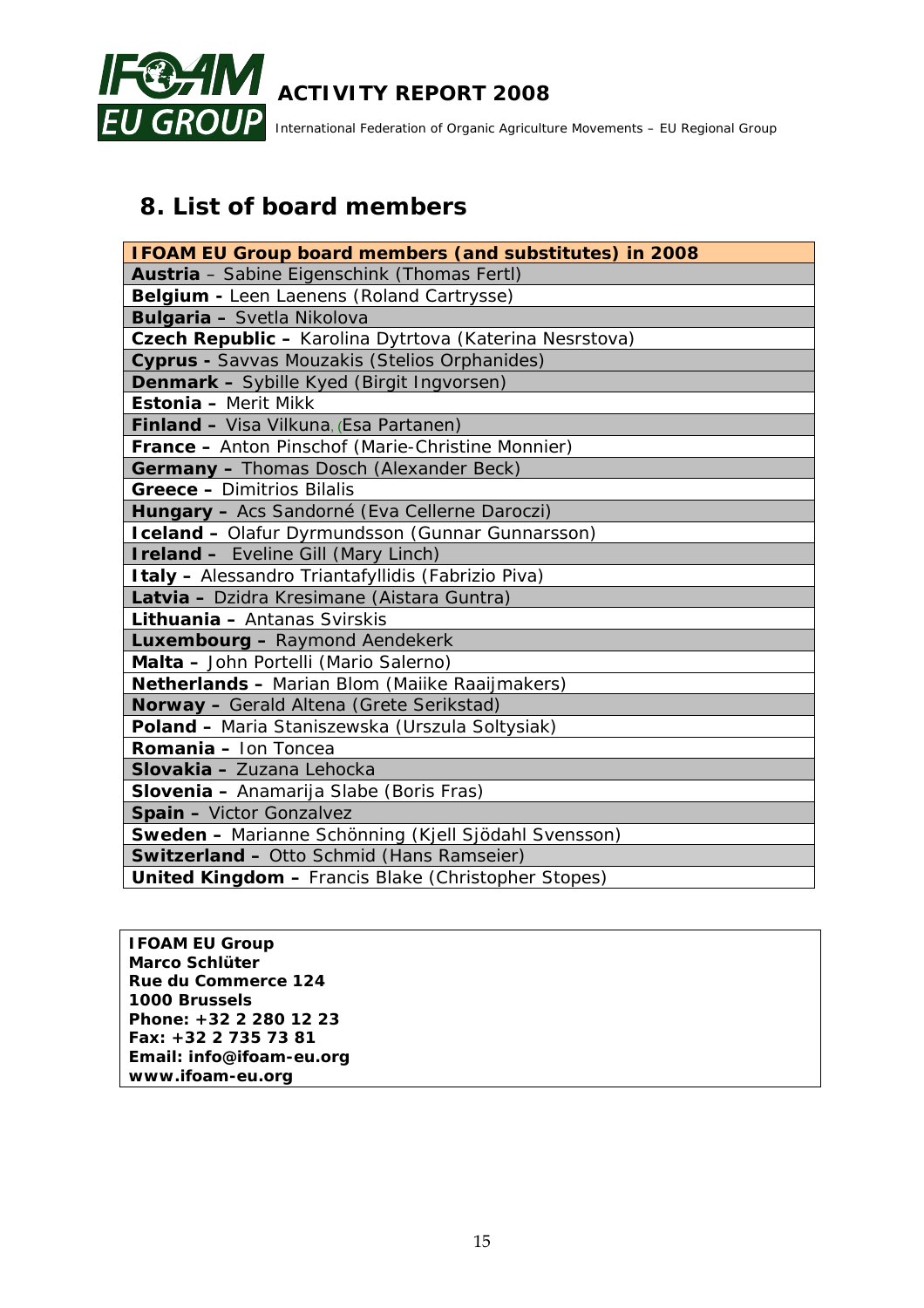## 8. List of board members

| IFOAM EU Group board members (and substitutes) in 2008 |
|---|
| **Austria** – Sabine Eigenschink (Thomas Fertl) |
| **Belgium -** Leen Laenens (Roland Cartrysse) |
| **Bulgaria –** Svetla Nikolova |
| **Czech Republic –** Karolina Dytrtova (Katerina Nesrstova) |
| **Cyprus -** Savvas Mouzakis (Stelios Orphanides) |
| **Denmark –** Sybille Kyed (Birgit Ingvorsen) |
| **Estonia –** Merit Mikk |
| **Finland –** Visa Vilkuna, (Esa Partanen) |
| **France –** Anton Pinschof (Marie-Christine Monnier) |
| **Germany –** Thomas Dosch (Alexander Beck) |
| **Greece –** Dimitrios Bilalis |
| **Hungary –** Acs Sandorné (Eva Cellerne Daroczi) |
| **Iceland –** Olafur Dyrmundsson (Gunnar Gunnarsson) |
| **Ireland –** Eveline Gill (Mary Linch) |
| **Italy –** Alessandro Triantafyllidis (Fabrizio Piva) |
| **Latvia –** Dzidra Kresimane (Aistara Guntra) |
| **Lithuania –** Antanas Svirskis |
| **Luxembourg –** Raymond Aendekerk |
| **Malta –** John Portelli (Mario Salerno) |
| **Netherlands –** Marian Blom (Maiike Raaijmakers) |
| **Norway –** Gerald Altena (Grete Serikstad) |
| **Poland –** Maria Staniszewska (Urszula Soltysiak) |
| **Romania –** Ion Toncea |
| **Slovakia –** Zuzana Lehocka |
| **Slovenia –** Anamarija Slabe (Boris Fras) |
| **Spain –** Victor Gonzalvez |
| **Sweden –** Marianne Schönning (Kjell Sjödahl Svensson) |
| **Switzerland –** Otto Schmid (Hans Ramseier) |
| **United Kingdom –** Francis Blake (Christopher Stopes) |

**IFOAM EU Group**
**Marco Schlüter**
**Rue du Commerce 124**
**1000 Brussels**
**Phone: +32 2 280 12 23**
**Fax: +32 2 735 73 81**
**Email: info@ifoam-eu.org**
**www.ifoam-eu.org**